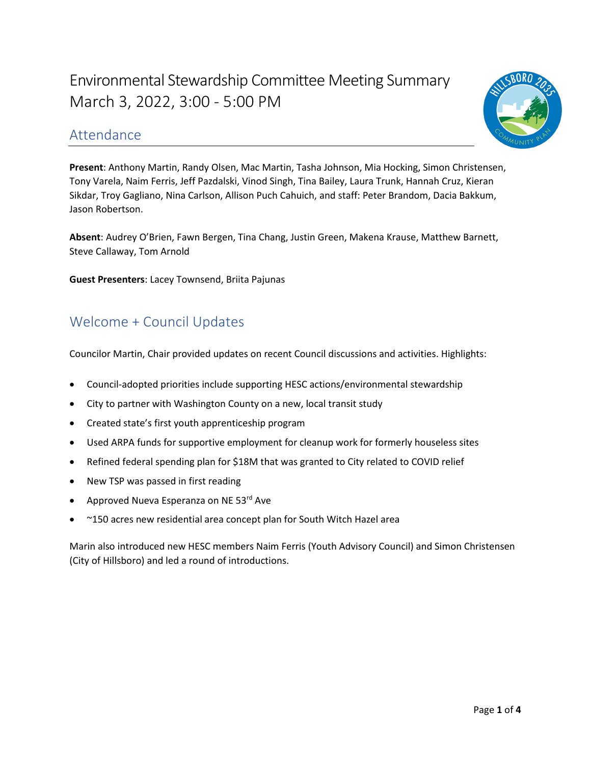# Environmental Stewardship Committee Meeting Summary
March 3, 2022, 3:00 - 5:00 PM

## Attendance

**Present**: Anthony Martin, Randy Olsen, Mac Martin, Tasha Johnson, Mia Hocking, Simon Christensen, Tony Varela, Naim Ferris, Jeff Pazdalski, Vinod Singh, Tina Bailey, Laura Trunk, Hannah Cruz, Kieran Sikdar, Troy Gagliano, Nina Carlson, Allison Puch Cahuich, and staff: Peter Brandom, Dacia Bakkum, Jason Robertson.

**Absent**: Audrey O'Brien, Fawn Bergen, Tina Chang, Justin Green, Makena Krause, Matthew Barnett, Steve Callaway, Tom Arnold

**Guest Presenters**: Lacey Townsend, Briita Pajunas

## Welcome + Council Updates

Councilor Martin, Chair provided updates on recent Council discussions and activities. Highlights:

- Council-adopted priorities include supporting HESC actions/environmental stewardship
- City to partner with Washington County on a new, local transit study
- Created state's first youth apprenticeship program
- Used ARPA funds for supportive employment for cleanup work for formerly houseless sites
- Refined federal spending plan for $18M that was granted to City related to COVID relief
- New TSP was passed in first reading
- Approved Nueva Esperanza on NE 53rd Ave
- ~150 acres new residential area concept plan for South Witch Hazel area

Marin also introduced new HESC members Naim Ferris (Youth Advisory Council) and Simon Christensen (City of Hillsboro) and led a round of introductions.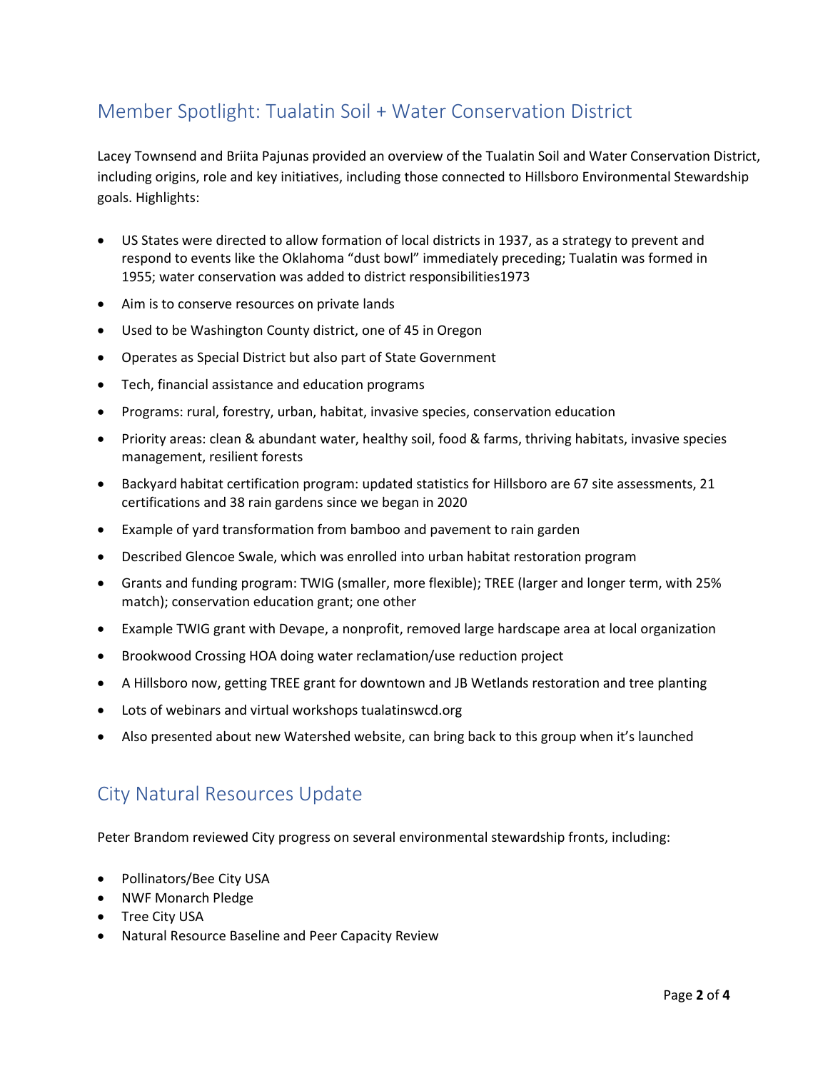## Member Spotlight: Tualatin Soil + Water Conservation District

Lacey Townsend and Briita Pajunas provided an overview of the Tualatin Soil and Water Conservation District, including origins, role and key initiatives, including those connected to Hillsboro Environmental Stewardship goals. Highlights:

- US States were directed to allow formation of local districts in 1937, as a strategy to prevent and respond to events like the Oklahoma "dust bowl" immediately preceding; Tualatin was formed in 1955; water conservation was added to district responsibilities1973
- Aim is to conserve resources on private lands
- Used to be Washington County district, one of 45 in Oregon
- Operates as Special District but also part of State Government
- Tech, financial assistance and education programs
- Programs: rural, forestry, urban, habitat, invasive species, conservation education
- Priority areas: clean & abundant water, healthy soil, food & farms, thriving habitats, invasive species management, resilient forests
- Backyard habitat certification program: updated statistics for Hillsboro are 67 site assessments, 21 certifications and 38 rain gardens since we began in 2020
- Example of yard transformation from bamboo and pavement to rain garden
- Described Glencoe Swale, which was enrolled into urban habitat restoration program
- Grants and funding program: TWIG (smaller, more flexible); TREE (larger and longer term, with 25% match); conservation education grant; one other
- Example TWIG grant with Devape, a nonprofit, removed large hardscape area at local organization
- Brookwood Crossing HOA doing water reclamation/use reduction project
- A Hillsboro now, getting TREE grant for downtown and JB Wetlands restoration and tree planting
- Lots of webinars and virtual workshops tualatinswcd.org
- Also presented about new Watershed website, can bring back to this group when it's launched

## City Natural Resources Update

Peter Brandom reviewed City progress on several environmental stewardship fronts, including:

- Pollinators/Bee City USA
- NWF Monarch Pledge
- Tree City USA
- Natural Resource Baseline and Peer Capacity Review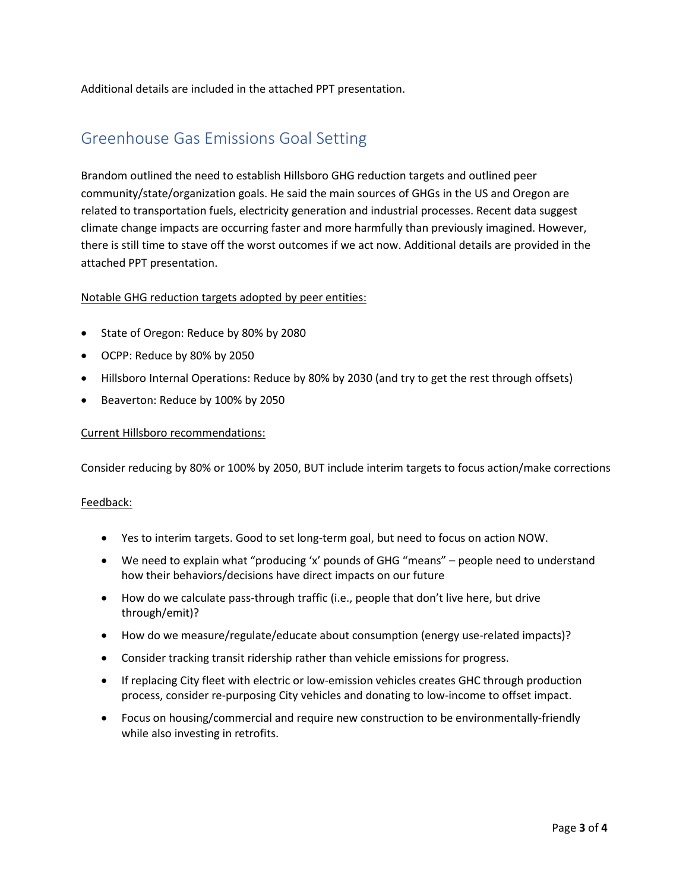Additional details are included in the attached PPT presentation.

## Greenhouse Gas Emissions Goal Setting

Brandom outlined the need to establish Hillsboro GHG reduction targets and outlined peer community/state/organization goals. He said the main sources of GHGs in the US and Oregon are related to transportation fuels, electricity generation and industrial processes. Recent data suggest climate change impacts are occurring faster and more harmfully than previously imagined. However, there is still time to stave off the worst outcomes if we act now. Additional details are provided in the attached PPT presentation.

<u>Notable GHG reduction targets adopted by peer entities:</u>

- State of Oregon: Reduce by 80% by 2080
- OCPP: Reduce by 80% by 2050
- Hillsboro Internal Operations: Reduce by 80% by 2030 (and try to get the rest through offsets)
- Beaverton: Reduce by 100% by 2050

<u>Current Hillsboro recommendations:</u>

Consider reducing by 80% or 100% by 2050, BUT include interim targets to focus action/make corrections

<u>Feedback:</u>

- Yes to interim targets. Good to set long-term goal, but need to focus on action NOW.
- We need to explain what "producing 'x' pounds of GHG "means" – people need to understand how their behaviors/decisions have direct impacts on our future
- How do we calculate pass-through traffic (i.e., people that don't live here, but drive through/emit)?
- How do we measure/regulate/educate about consumption (energy use-related impacts)?
- Consider tracking transit ridership rather than vehicle emissions for progress.
- If replacing City fleet with electric or low-emission vehicles creates GHC through production process, consider re-purposing City vehicles and donating to low-income to offset impact.
- Focus on housing/commercial and require new construction to be environmentally-friendly while also investing in retrofits.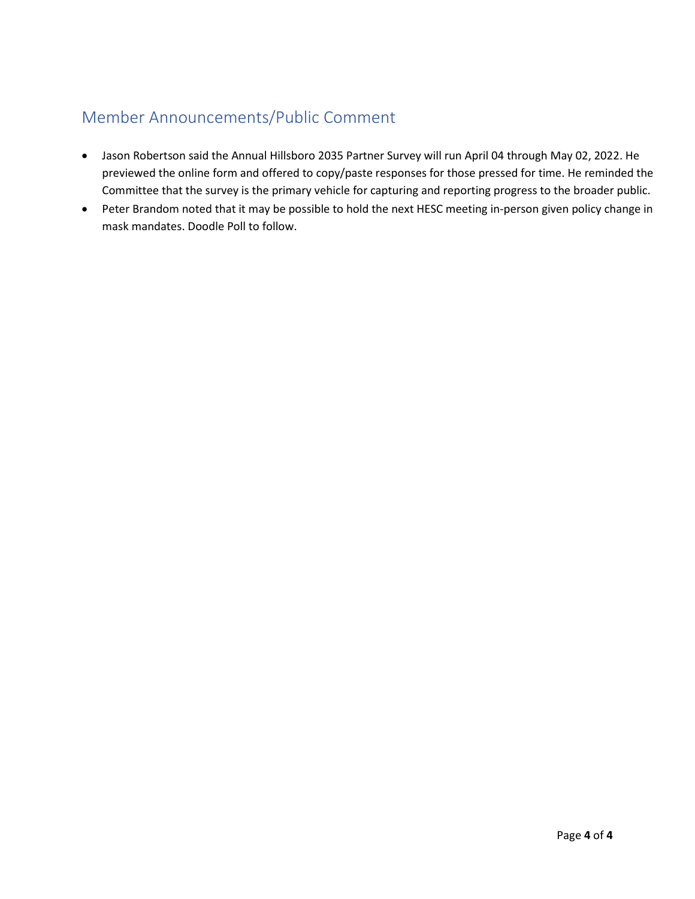## Member Announcements/Public Comment

- Jason Robertson said the Annual Hillsboro 2035 Partner Survey will run April 04 through May 02, 2022. He previewed the online form and offered to copy/paste responses for those pressed for time. He reminded the Committee that the survey is the primary vehicle for capturing and reporting progress to the broader public.
- Peter Brandom noted that it may be possible to hold the next HESC meeting in-person given policy change in mask mandates. Doodle Poll to follow.